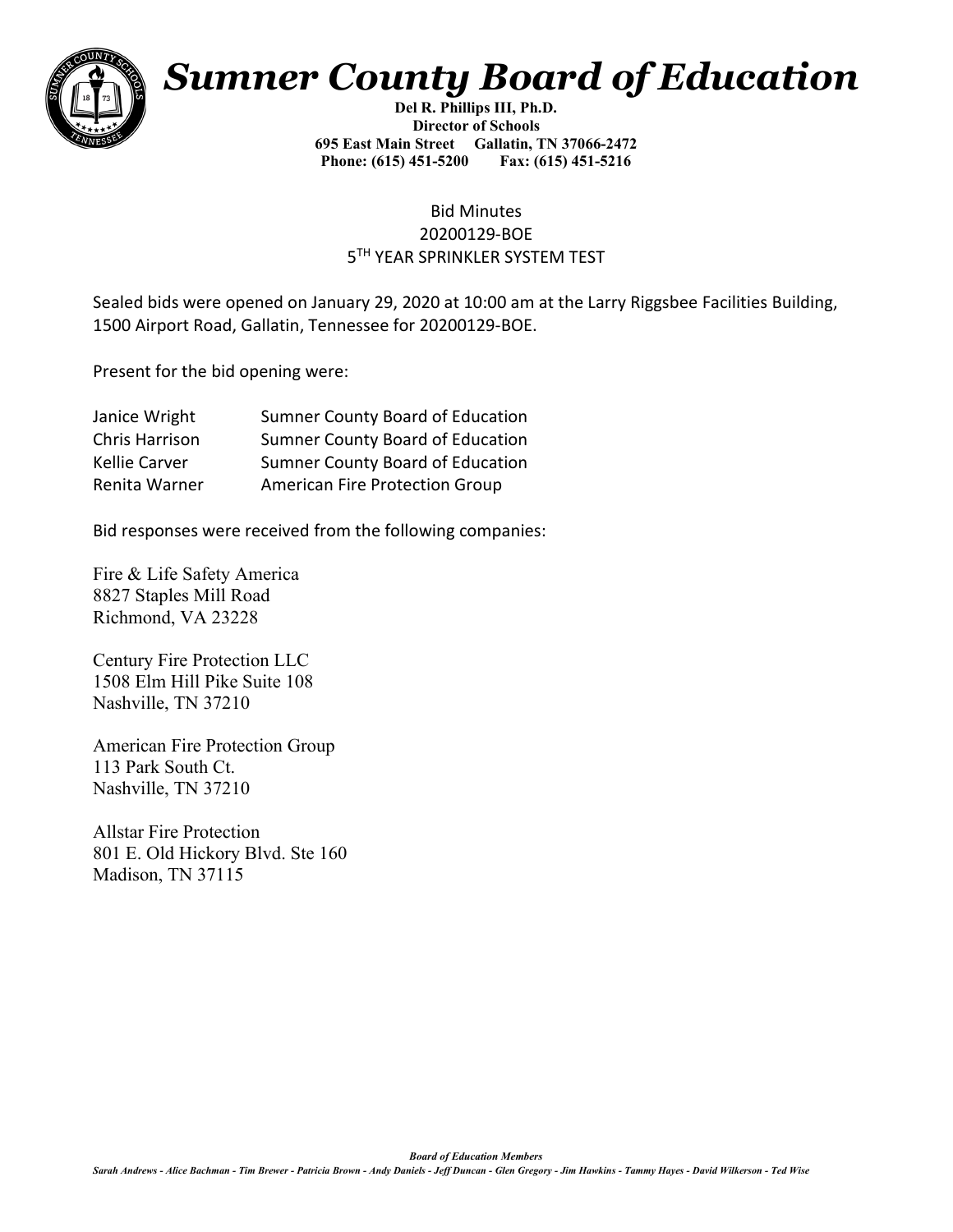# *Sumner County Board of Education*

**Del R. Phillips III, Ph.D.**
**Director of Schools**
**695 East Main Street Gallatin, TN 37066-2472**
**Phone: (615) 451-5200 Fax: (615) 451-5216**

Bid Minutes
20200129-BOE
5TH YEAR SPRINKLER SYSTEM TEST

Sealed bids were opened on January 29, 2020 at 10:00 am at the Larry Riggsbee Facilities Building, 1500 Airport Road, Gallatin, Tennessee for 20200129-BOE.

Present for the bid opening were:

| | |
|---|---|
| Janice Wright | Sumner County Board of Education |
| Chris Harrison | Sumner County Board of Education |
| Kellie Carver | Sumner County Board of Education |
| Renita Warner | American Fire Protection Group |

Bid responses were received from the following companies:

Fire & Life Safety America
8827 Staples Mill Road
Richmond, VA 23228

Century Fire Protection LLC
1508 Elm Hill Pike Suite 108
Nashville, TN 37210

American Fire Protection Group
113 Park South Ct.
Nashville, TN 37210

Allstar Fire Protection
801 E. Old Hickory Blvd. Ste 160
Madison, TN 37115

***Board of Education Members***
***Sarah Andrews - Alice Bachman - Tim Brewer - Patricia Brown - Andy Daniels - Jeff Duncan - Glen Gregory - Jim Hawkins - Tammy Hayes - David Wilkerson - Ted Wise***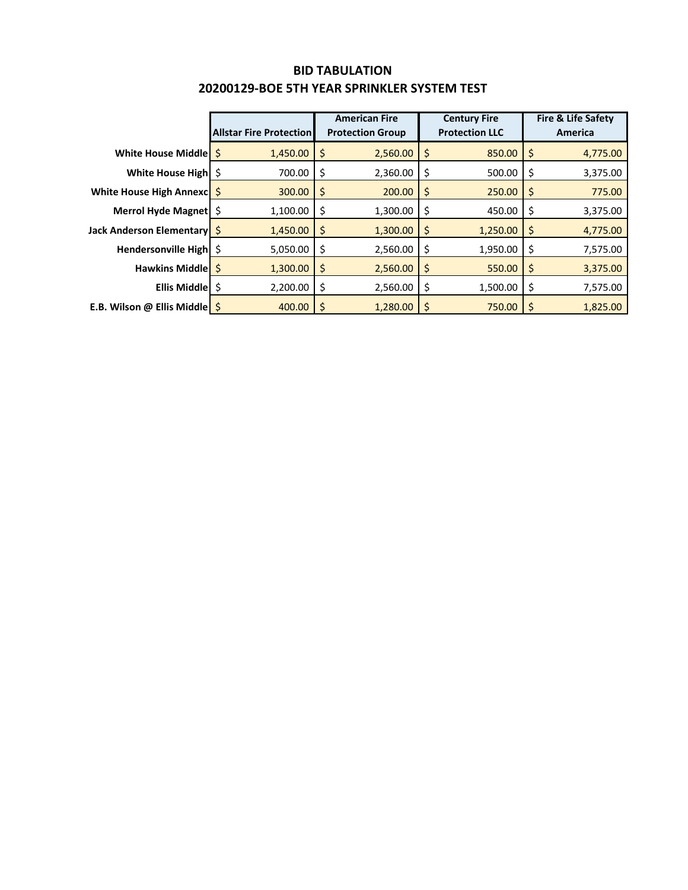**BID TABULATION**

**20200129-BOE 5TH YEAR SPRINKLER SYSTEM TEST**

| | Allstar Fire Protection | American Fire Protection Group | Century Fire Protection LLC | Fire & Life Safety America |
|---|---|---|---|---|
| **White House Middle** | $ 1,450.00 | $ 2,560.00 | $ 850.00 | $ 4,775.00 |
| **White House High** | $ 700.00 | $ 2,360.00 | $ 500.00 | $ 3,375.00 |
| **White House High Annexc** | $ 300.00 | $ 200.00 | $ 250.00 | $ 775.00 |
| **Merrol Hyde Magnet** | $ 1,100.00 | $ 1,300.00 | $ 450.00 | $ 3,375.00 |
| **Jack Anderson Elementary** | $ 1,450.00 | $ 1,300.00 | $ 1,250.00 | $ 4,775.00 |
| **Hendersonville High** | $ 5,050.00 | $ 2,560.00 | $ 1,950.00 | $ 7,575.00 |
| **Hawkins Middle** | $ 1,300.00 | $ 2,560.00 | $ 550.00 | $ 3,375.00 |
| **Ellis Middle** | $ 2,200.00 | $ 2,560.00 | $ 1,500.00 | $ 7,575.00 |
| **E.B. Wilson @ Ellis Middle** | $ 400.00 | $ 1,280.00 | $ 750.00 | $ 1,825.00 |